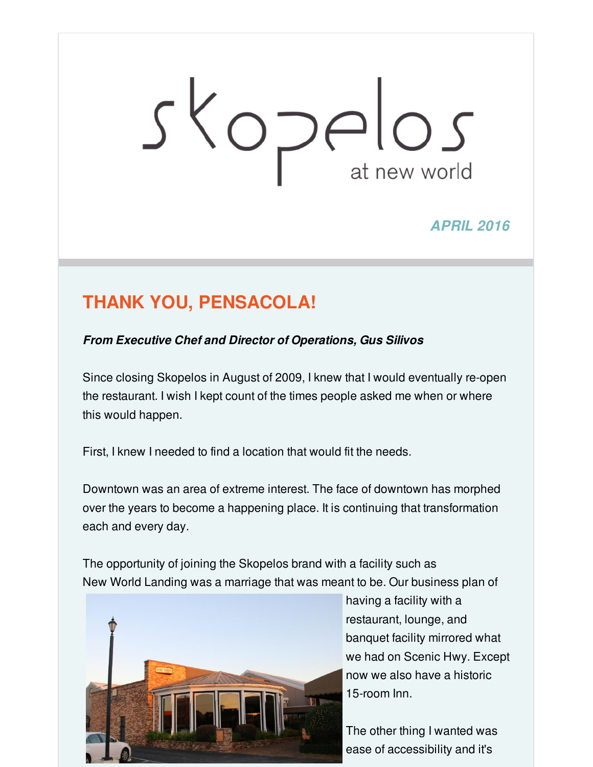skopelos

at new world

***APRIL 2016***

## THANK YOU, PENSACOLA!

***From Executive Chef and Director of Operations, Gus Silivos***

Since closing Skopelos in August of 2009, I knew that I would eventually re-open the restaurant. I wish I kept count of the times people asked me when or where this would happen.

First, I knew I needed to find a location that would fit the needs.

Downtown was an area of extreme interest. The face of downtown has morphed over the years to become a happening place. It is continuing that transformation each and every day.

The opportunity of joining the Skopelos brand with a facility such as New World Landing was a marriage that was meant to be. Our business plan of having a facility with a restaurant, lounge, and banquet facility mirrored what we had on Scenic Hwy. Except now we also have a historic 15-room Inn.

The other thing I wanted was ease of accessibility and it's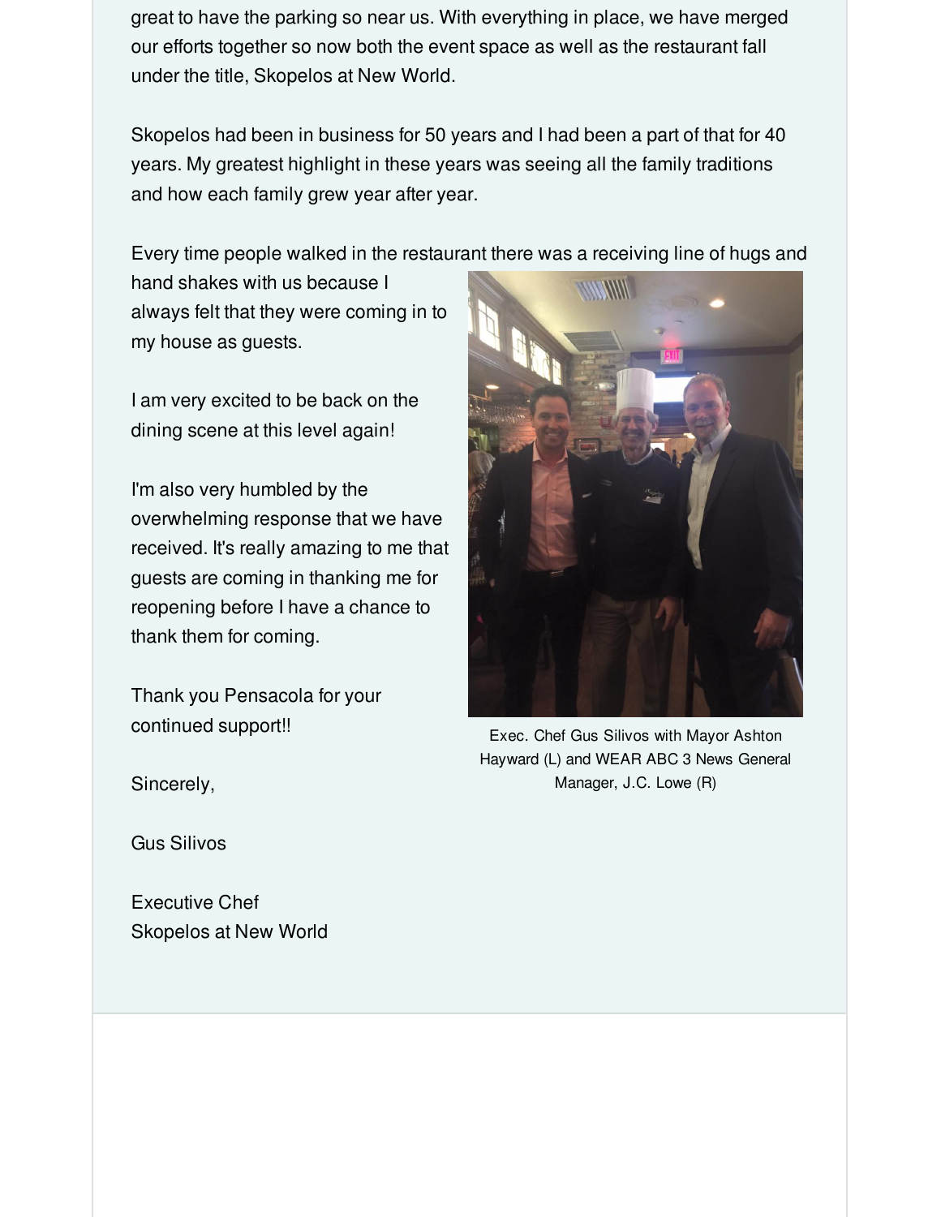great to have the parking so near us. With everything in place, we have merged our efforts together so now both the event space as well as the restaurant fall under the title, Skopelos at New World.

Skopelos had been in business for 50 years and I had been a part of that for 40 years. My greatest highlight in these years was seeing all the family traditions and how each family grew year after year.

Every time people walked in the restaurant there was a receiving line of hugs and hand shakes with us because I always felt that they were coming in to my house as guests.

I am very excited to be back on the dining scene at this level again!

I'm also very humbled by the overwhelming response that we have received. It's really amazing to me that guests are coming in thanking me for reopening before I have a chance to thank them for coming.

Thank you Pensacola for your continued support!!

Exec. Chef Gus Silivos with Mayor Ashton Hayward (L) and WEAR ABC 3 News General Manager, J.C. Lowe (R)

Sincerely,

Gus Silivos

Executive Chef
Skopelos at New World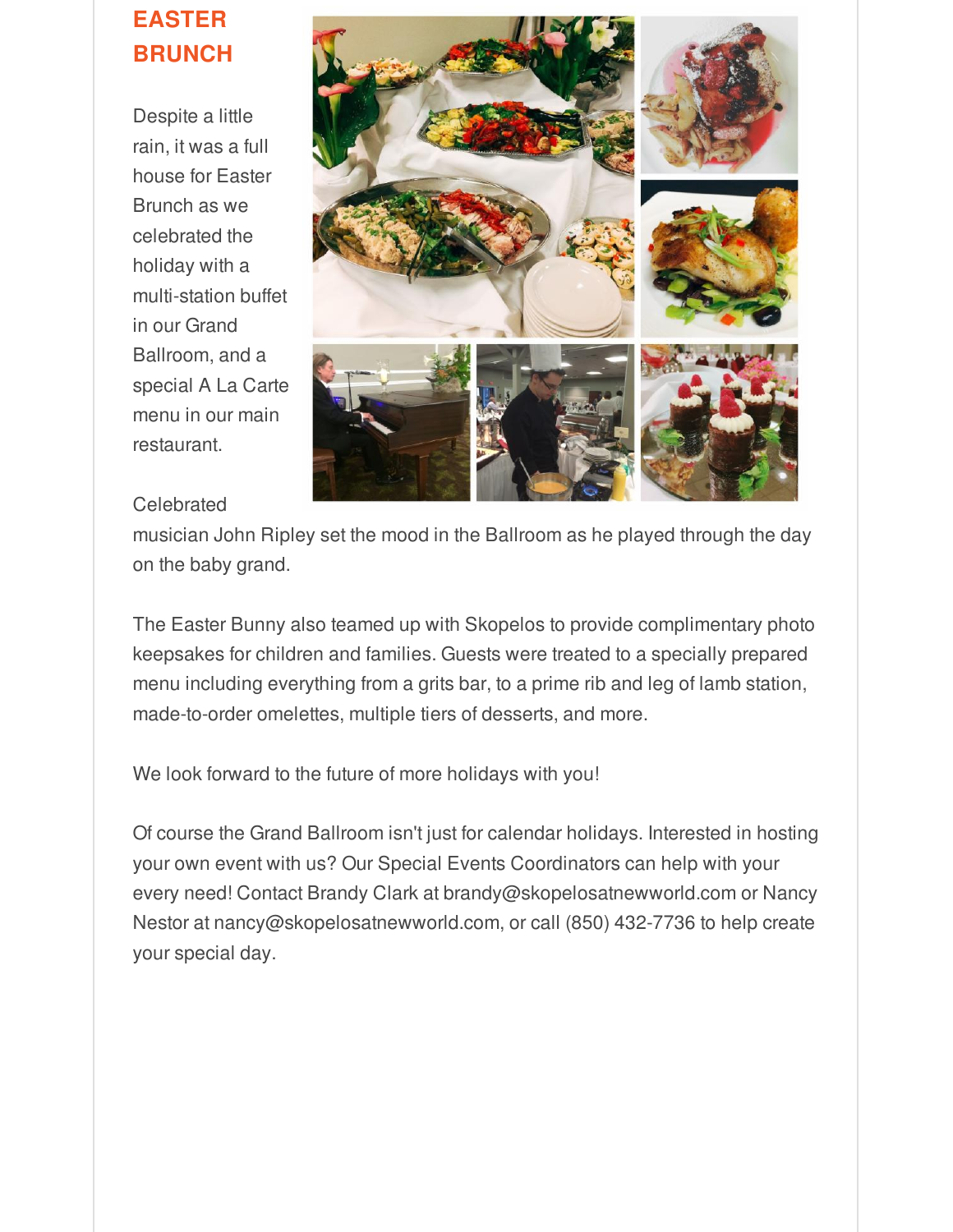## EASTER BRUNCH

Despite a little rain, it was a full house for Easter Brunch as we celebrated the holiday with a multi-station buffet in our Grand Ballroom, and a special A La Carte menu in our main restaurant.

Celebrated musician John Ripley set the mood in the Ballroom as he played through the day on the baby grand.

The Easter Bunny also teamed up with Skopelos to provide complimentary photo keepsakes for children and families. Guests were treated to a specially prepared menu including everything from a grits bar, to a prime rib and leg of lamb station, made-to-order omelettes, multiple tiers of desserts, and more.

We look forward to the future of more holidays with you!

Of course the Grand Ballroom isn't just for calendar holidays. Interested in hosting your own event with us? Our Special Events Coordinators can help with your every need! Contact Brandy Clark at brandy@skopelosatnewworld.com or Nancy Nestor at nancy@skopelosatnewworld.com, or call (850) 432-7736 to help create your special day.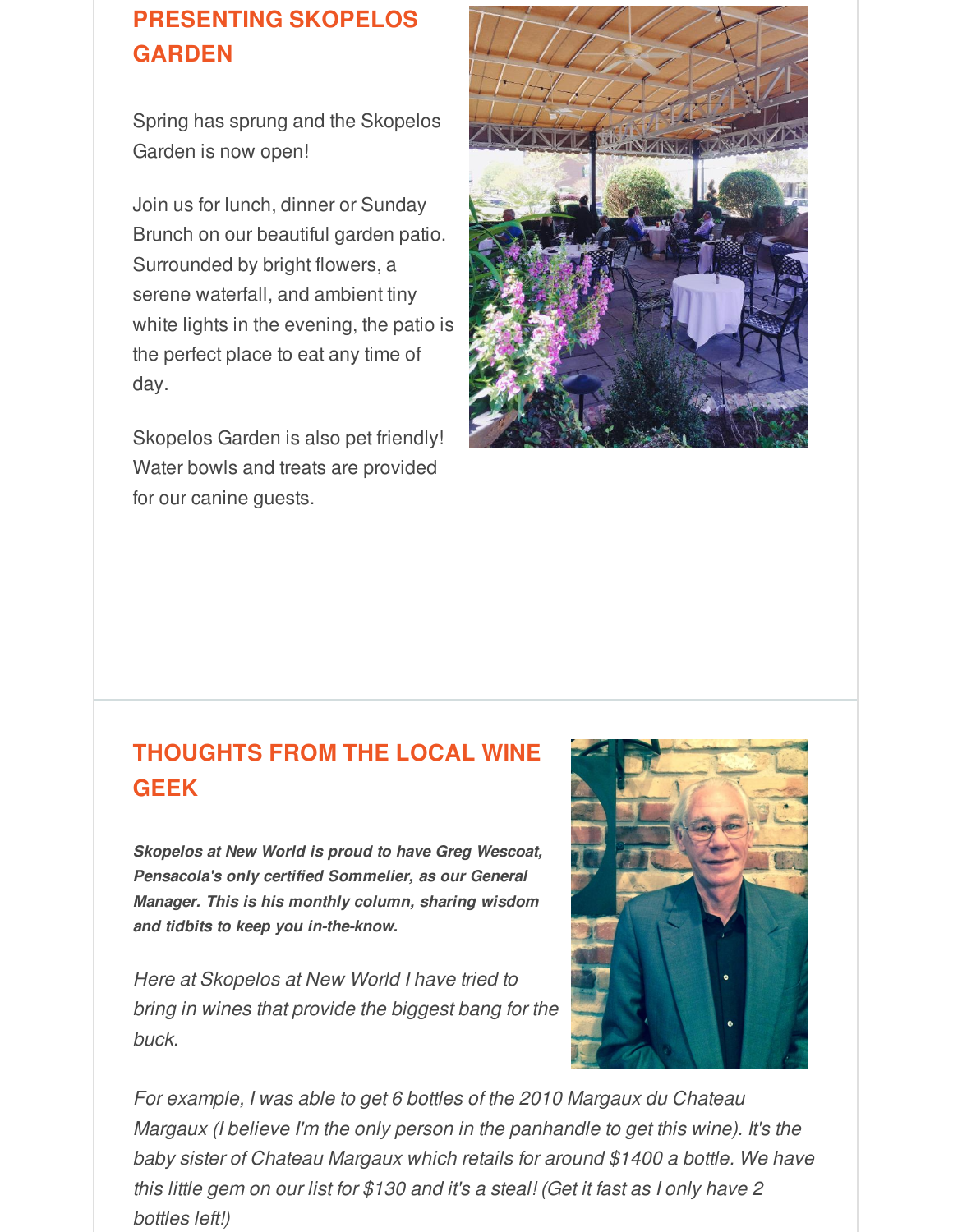## PRESENTING SKOPELOS GARDEN

Spring has sprung and the Skopelos Garden is now open!

Join us for lunch, dinner or Sunday Brunch on our beautiful garden patio. Surrounded by bright flowers, a serene waterfall, and ambient tiny white lights in the evening, the patio is the perfect place to eat any time of day.

Skopelos Garden is also pet friendly! Water bowls and treats are provided for our canine guests.

## THOUGHTS FROM THE LOCAL WINE GEEK

***Skopelos at New World is proud to have Greg Wescoat, Pensacola's only certified Sommelier, as our General Manager. This is his monthly column, sharing wisdom and tidbits to keep you in-the-know.***

*Here at Skopelos at New World I have tried to bring in wines that provide the biggest bang for the buck.*

*For example, I was able to get 6 bottles of the 2010 Margaux du Chateau Margaux (I believe I'm the only person in the panhandle to get this wine). It's the baby sister of Chateau Margaux which retails for around $1400 a bottle. We have this little gem on our list for $130 and it's a steal! (Get it fast as I only have 2 bottles left!)*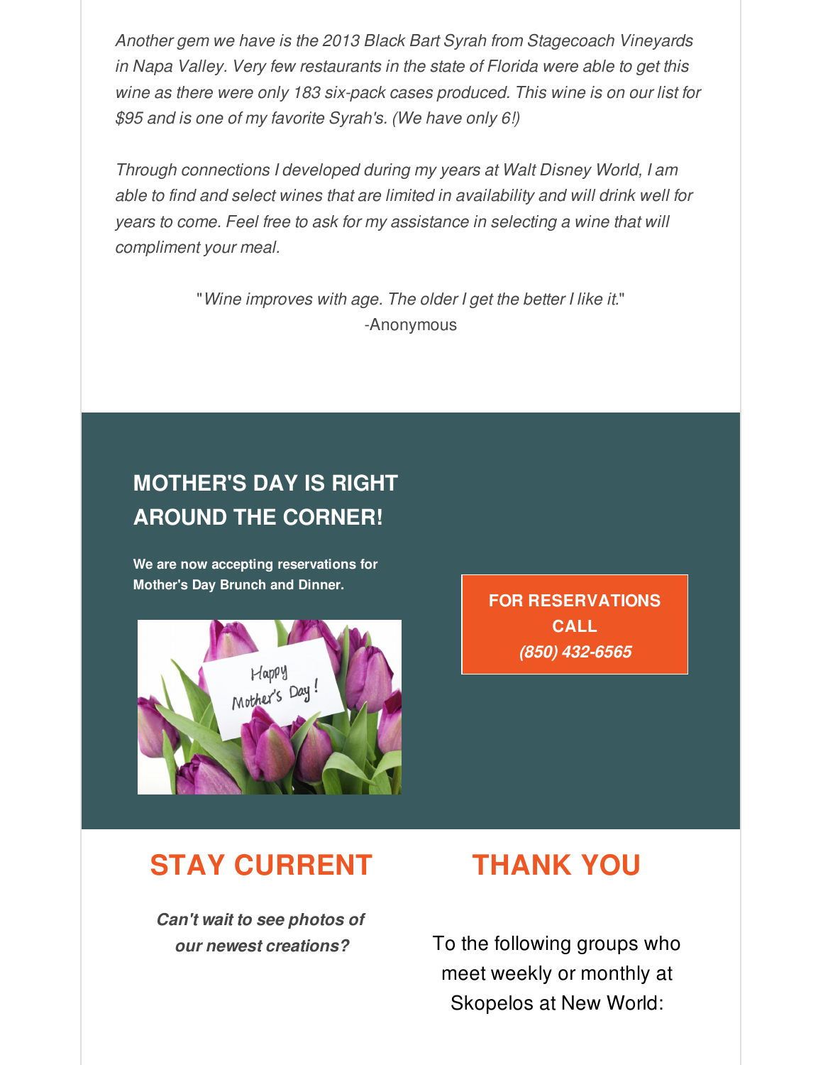*Another gem we have is the 2013 Black Bart Syrah from Stagecoach Vineyards in Napa Valley. Very few restaurants in the state of Florida were able to get this wine as there were only 183 six-pack cases produced. This wine is on our list for $95 and is one of my favorite Syrah's. (We have only 6!)*

*Through connections I developed during my years at Walt Disney World, I am able to find and select wines that are limited in availability and will drink well for years to come. Feel free to ask for my assistance in selecting a wine that will compliment your meal.*

"*Wine improves with age. The older I get the better I like it.*"
-Anonymous

## MOTHER'S DAY IS RIGHT AROUND THE CORNER!

**We are now accepting reservations for Mother's Day Brunch and Dinner.**

**FOR RESERVATIONS CALL**
***(850) 432-6565***

## STAY CURRENT

***Can't wait to see photos of our newest creations?***

## THANK YOU

To the following groups who meet weekly or monthly at Skopelos at New World: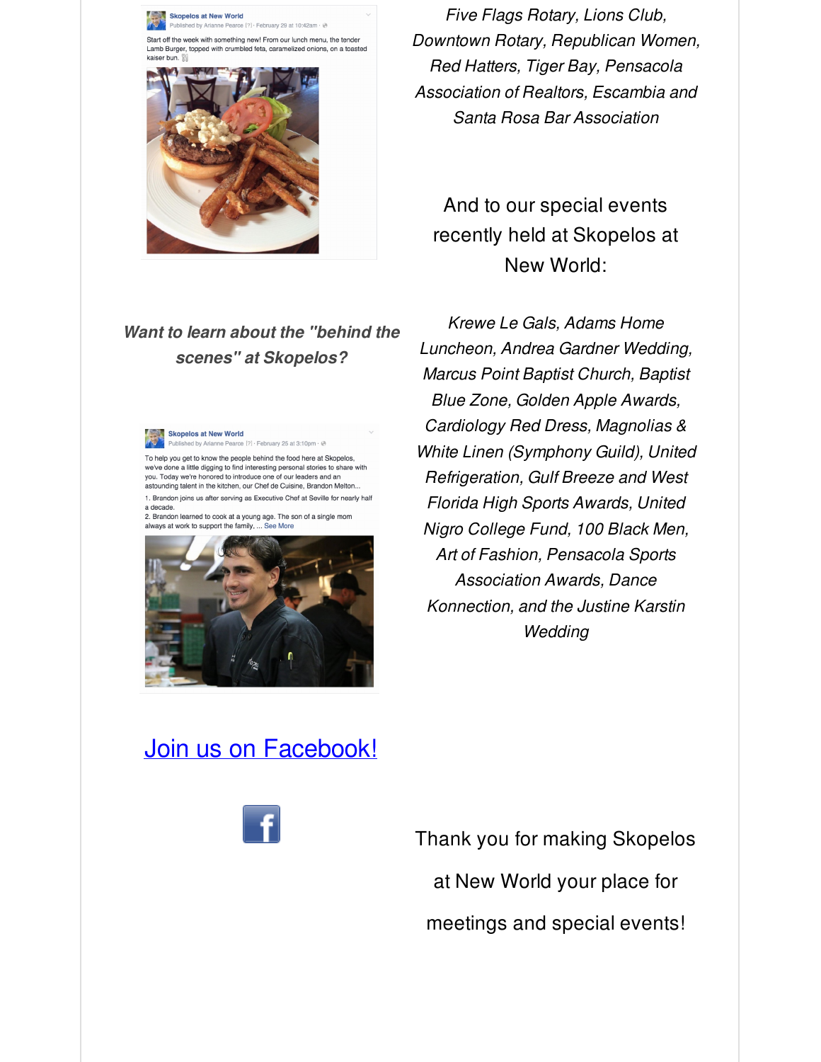Skopelos at New World
Published by Arianne Pearce [?] · February 29 at 10:42am

Start off the week with something new! From our lunch menu, the tender Lamb Burger, topped with crumbled feta, caramelized onions, on a toasted kaiser bun.

*Five Flags Rotary, Lions Club, Downtown Rotary, Republican Women, Red Hatters, Tiger Bay, Pensacola Association of Realtors, Escambia and Santa Rosa Bar Association*

And to our special events recently held at Skopelos at New World:

*Krewe Le Gals, Adams Home Luncheon, Andrea Gardner Wedding, Marcus Point Baptist Church, Baptist Blue Zone, Golden Apple Awards, Cardiology Red Dress, Magnolias & White Linen (Symphony Guild), United Refrigeration, Gulf Breeze and West Florida High Sports Awards, United Nigro College Fund, 100 Black Men, Art of Fashion, Pensacola Sports Association Awards, Dance Konnection, and the Justine Karstin Wedding*

***Want to learn about the "behind the scenes" at Skopelos?***

Skopelos at New World
Published by Arianne Pearce [?] · February 25 at 3:10pm

To help you get to know the people behind the food here at Skopelos, we've done a little digging to find interesting personal stories to share with you. Today we're honored to introduce one of our leaders and an astounding talent in the kitchen, our Chef de Cuisine, Brandon Melton...

1. Brandon joins us after serving as Executive Chef at Seville for nearly half a decade.
2. Brandon learned to cook at a young age. The son of a single mom always at work to support the family, ... See More

[Join us on Facebook!]

Thank you for making Skopelos at New World your place for meetings and special events!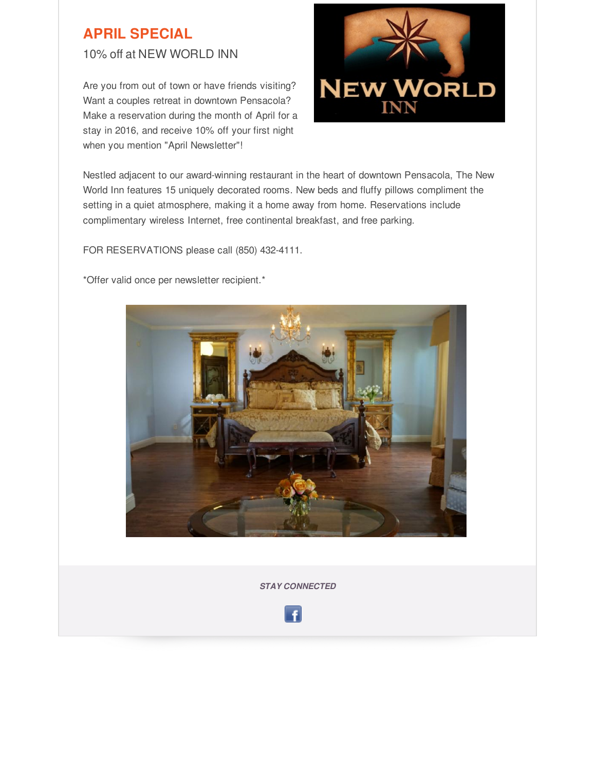## APRIL SPECIAL

10% off at NEW WORLD INN

Are you from out of town or have friends visiting? Want a couples retreat in downtown Pensacola? Make a reservation during the month of April for a stay in 2016, and receive 10% off your first night when you mention "April Newsletter"!

Nestled adjacent to our award-winning restaurant in the heart of downtown Pensacola, The New World Inn features 15 uniquely decorated rooms. New beds and fluffy pillows compliment the setting in a quiet atmosphere, making it a home away from home. Reservations include complimentary wireless Internet, free continental breakfast, and free parking.

FOR RESERVATIONS please call (850) 432-4111.

*Offer valid once per newsletter recipient.*

***STAY CONNECTED***